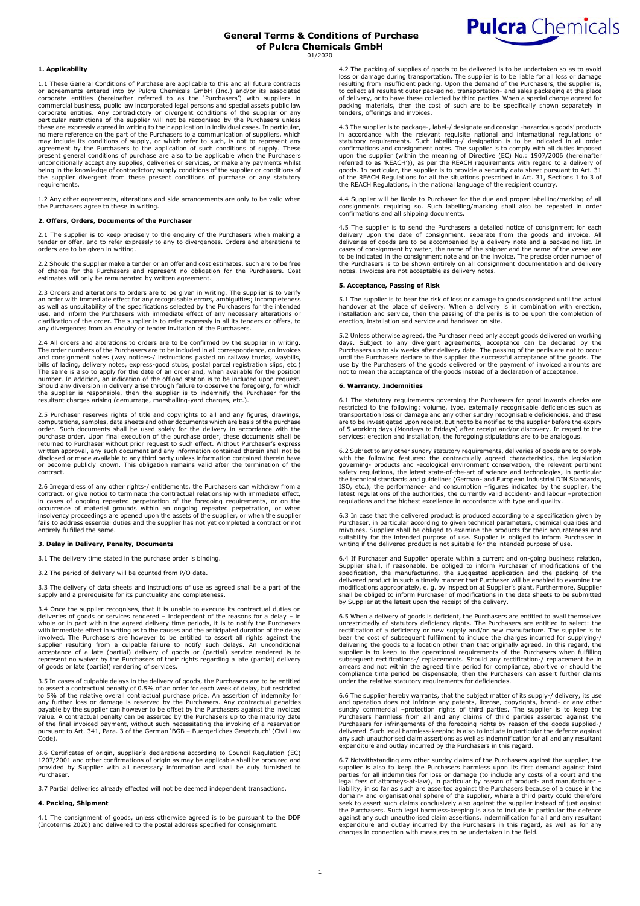# General Terms & Conditions of Purchase of Pulcra Chemicals GmbH

01/2020

## 1. Applicability

1.1 These General Conditions of Purchase are applicable to this and all future contracts or agreements entered into by Pulcra Chemicals GmbH (Inc.) and/or its associated corporate entities (hereinafter referred to as the 'Purchasers') with suppliers in commercial business, public law incorporated legal persons and special assets public law corporate entities. Any contradictory or divergent conditions of the supplier or any particular restrictions of the supplier will not be recognised by the Purchasers unless these are expressly agreed in writing to their application in individual cases. In particular, no mere reference on the part of the Purchasers to a communication of suppliers, which may include its conditions of supply, or which refer to such, is not to represent any agreement by the Purchasers to the application of such conditions of supply. These present general conditions of purchase are also to be applicable when the Purchasers unconditionally accept any supplies, deliveries or services, or make any payments whilst being in the knowledge of contradictory supply conditions of the supplier or conditions of the supplier divergent from these present conditions of purchase or any statutory requirements.

1.2 Any other agreements, alterations and side arrangements are only to be valid when the Purchasers agree to these in writing.

## 2. Offers, Orders, Documents of the Purchaser

2.1 The supplier is to keep precisely to the enquiry of the Purchasers when making a tender or offer, and to refer expressly to any to divergences. Orders and alterations to orders are to be given in writing.

2.2 Should the supplier make a tender or an offer and cost estimates, such are to be free of charge for the Purchasers and represent no obligation for the Purchasers. Cost estimates will only be remunerated by written agreement.

2.3 Orders and alterations to orders are to be given in writing. The supplier is to verify an order with immediate effect for any recognisable errors, ambiguities; incompleteness as well as unsuitability of the specifications selected by the Purchasers for the intended use, and inform the Purchasers with immediate effect of any necessary alterations or clarification of the order. The supplier is to refer expressly in all its tenders or offers, to any divergences from an enquiry or tender invitation of the Purchasers.

2.4 All orders and alterations to orders are to be confirmed by the supplier in writing. The order numbers of the Purchasers are to be included in all correspondence, on invoices and consignment notes (way notices-/ instructions pasted on railway trucks, waybills, bills of lading, delivery notes, express-good stubs, postal parcel registration slips, etc.) The same is also to apply for the date of an order and, when available for the position number. In addition, an indication of the offload station is to be included upon request. Should any diversion in delivery arise through failure to observe the foregoing, for which the supplier is responsible, then the supplier is to indemnify the Purchaser for the resultant charges arising (demurrage, marshalling-yard charges, etc.).

2.5 Purchaser reserves rights of title and copyrights to all and any figures, drawings, computations, samples, data sheets and other documents which are basis of the purchase order. Such documents shall be used solely for the delivery in accordance with the purchase order. Upon final execution of the purchase order, these documents shall be returned to Purchaser without prior request to such effect. Without Purchaser's express written approval, any such document and any information contained therein shall not be disclosed or made available to any third party unless information contained therein have or become publicly known. This obligation remains valid after the termination of the contract.

2.6 Irregardless of any other rights-/ entitlements, the Purchasers can withdraw from a contract, or give notice to terminate the contractual relationship with immediate effect, in cases of ongoing repeated perpetration of the foregoing requirements, or on the occurrence of material grounds within an ongoing repeated perpetration, or when insolvency proceedings are opened upon the assets of the supplier, or when the supplier fails to address essential duties and the supplier has not yet completed a contract or not entirely fulfilled the same.

## 3. Delay in Delivery, Penalty, Documents

3.1 The delivery time stated in the purchase order is binding.

3.2 The period of delivery will be counted from P/O date.

3.3 The delivery of data sheets and instructions of use as agreed shall be a part of the supply and a prerequisite for its punctuality and completeness.

3.4 Once the supplier recognises, that it is unable to execute its contractual duties on deliveries of goods or services rendered – independent of the reasons for a delay – in whole or in part within the agreed delivery time periods, it is to notify the Purchasers with immediate effect in writing as to the causes and the anticipated duration of the delay involved. The Purchasers are however to be entitled to assert all rights against the supplier resulting from a culpable failure to notify such delays. An unconditional acceptance of a late (partial) delivery of goods or (partial) service rendered is to represent no waiver by the Purchasers of their rights regarding a late (partial) delivery of goods or late (partial) rendering of services.

3.5 In cases of culpable delays in the delivery of goods, the Purchasers are to be entitled to assert a contractual penalty of 0.5% of an order for each week of delay, but restricted to 5% of the relative overall contractual purchase price. An assertion of indemnity for any further loss or damage is reserved by the Purchasers. Any contractual penalties payable by the supplier can however to be offset by the Purchasers against the invoiced value. A contractual penalty can be asserted by the Purchasers up to the maturity date of the final invoiced payment, without such necessitating the invoking of a reservation pursuant to Art. 341, Para. 3 of the German 'BGB – Buergerliches Gesetzbuch' (Civil Law Code).

3.6 Certificates of origin, supplier's declarations according to Council Regulation (EC) 1207/2001 and other confirmations of origin as may be applicable shall be procured and provided by Supplier with all necessary information and shall be duly furnished to Purchaser.

3.7 Partial deliveries already effected will not be deemed independent transactions.

## 4. Packing, Shipment

4.1 The consignment of goods, unless otherwise agreed is to be pursuant to the DDP (Incoterms 2020) and delivered to the postal address specified for consignment.

4.2 The packing of supplies of goods to be delivered is to be undertaken so as to avoid loss or damage during transportation. The supplier is to be liable for all loss or damage resulting from insufficient packing. Upon the demand of the Purchasers, the supplier is, to collect all resultant outer packaging, transportation- and sales packaging at the place of delivery, or to have these collected by third parties. When a special charge agreed for packing materials, then the cost of such are to be specifically shown separately in tenders, offerings and invoices.

4.3 The supplier is to package-, label-/ designate and consign -hazardous goods' products in accordance with the relevant requisite national and international regulations or statutory requirements. Such labelling-/ designation is to be indicated in all order confirmations and consignment notes. The supplier is to comply with all duties imposed upon the supplier (within the meaning of Directive (EC) No.: 1907/2006 (hereinafter referred to as 'REACH')), as per the REACH requirements with regard to a delivery of goods. In particular, the supplier is to provide a security data sheet pursuant to Art. 31 of the REACH Regulations for all the situations prescribed in Art. 31, Sections 1 to 3 of the REACH Regulations, in the national language of the recipient country.

4.4 Supplier will be liable to Purchaser for the due and proper labelling/marking of all consignments requiring so. Such labelling/marking shall also be repeated in order confirmations and all shipping documents.

4.5 The supplier is to send the Purchasers a detailed notice of consignment for each delivery upon the date of consignment, separate from the goods and invoice. All deliveries of goods are to be accompanied by a delivery note and a packaging list. In cases of consignment by water, the name of the shipper and the name of the vessel are to be indicated in the consignment note and on the invoice. The precise order number of the Purchasers is to be shown entirely on all consignment documentation and delivery notes. Invoices are not acceptable as delivery notes.

## 5. Acceptance, Passing of Risk

5.1 The supplier is to bear the risk of loss or damage to goods consigned until the actual handover at the place of delivery. When a delivery is in combination with erection, installation and service, then the passing of the perils is to be upon the completion of erection, installation and service and handover on site.

5.2 Unless otherwise agreed, the Purchaser need only accept goods delivered on working days. Subject to any divergent agreements, acceptance can be declared by the Purchasers up to six weeks after delivery date. The passing of the perils are not to occur until the Purchasers declare to the supplier the successful acceptance of the goods. The use by the Purchasers of the goods delivered or the payment of invoiced amounts are not to mean the acceptance of the goods instead of a declaration of acceptance.

## 6. Warranty, Indemnities

6.1 The statutory requirements governing the Purchasers for good inwards checks are restricted to the following: volume, type, externally recognisable deficiencies such as transportation loss or damage and any other sundry recognisable deficiencies, and these are to be investigated upon receipt, but not to be notified to the supplier before the expiry of 5 working days (Mondays to Fridays) after receipt and/or discovery. In regard to the services: erection and installation, the foregoing stipulations are to be analogous.

6.2 Subject to any other sundry statutory requirements, deliveries of goods are to comply with the following features: the contractually agreed characteristics, the legislation governing- products and -ecological environment conservation, the relevant pertinent safety regulations, the latest state-of-the-art of science and technologies, in particular the technical standards and guidelines (German- and European Industrial DIN Standards, ISO, etc.), the performance- and consumption –figures indicated by the supplier, the latest regulations of the authorities, the currently valid accident- and labour –protection regulations and the highest excellence in accordance with type and quality.

6.3 In case that the delivered product is produced according to a specification given by Purchaser, in particular according to given technical parameters, chemical qualities and mixtures, Supplier shall be obliged to examine the products for their accurateness and suitability for the intended purpose of use. Supplier is obliged to inform Purchaser in writing if the delivered product is not suitable for the intended purpose of use.

6.4 If Purchaser and Supplier operate within a current and on-going business relation, Supplier shall, if reasonable, be obliged to inform Purchaser of modifications of the specification, the manufacturing, the suggested application and the packing of the delivered product in such a timely manner that Purchaser will be enabled to examine the modifications appropriately, e. g. by inspection at Supplier's plant. Furthermore, Supplier shall be obliged to inform Purchaser of modifications in the data sheets to be submitted by Supplier at the latest upon the receipt of the delivery.

6.5 When a delivery of goods is deficient, the Purchasers are entitled to avail themselves unrestrictedly of statutory deficiency rights. The Purchasers are entitled to select: the rectification of a deficiency or new supply and/or new manufacture. The supplier is to bear the cost of subsequent fulfilment to include the charges incurred for supplying-/ delivering the goods to a location other than that originally agreed. In this regard, the supplier is to keep to the operational requirements of the Purchasers when fulfilling subsequent rectifications-/ replacements. Should any rectification-/ replacement be in arrears and not within the agreed time period for compliance, abortive or should the compliance time period be dispensable, then the Purchasers can assert further claims under the relative statutory requirements for deficiencies.

6.6 The supplier hereby warrants, that the subject matter of its supply-/ delivery, its use and operation does not infringe any patents, license, copyrights, brand- or any other sundry commercial –protection rights of third parties. The supplier is to keep the Purchasers harmless from all and any claims of third parties asserted against the Purchasers for infringements of the foregoing rights by reason of the goods supplied-/ delivered. Such legal harmless-keeping is also to include in particular the defence against any such unauthorised claim assertions as well as indemnification for all and any resultant expenditure and outlay incurred by the Purchasers in this regard.

6.7 Notwithstanding any other sundry claims of the Purchasers against the supplier, the supplier is also to keep the Purchasers harmless upon its first demand against third parties for all indemnities for loss or damage (to include any costs of a court and the legal fees of attorneys-at-law), in particular by reason of product- and manufacturer – liability, in so far as such are asserted against the Purchasers because of a cause in the domain- and organisational sphere of the supplier, where a third party could therefore seek to assert such claims conclusively also against the supplier instead of just against the Purchasers. Such legal harmless-keeping is also to include in particular the defence against any such unauthorised claim assertions, indemnification for all and any resultant expenditure and outlay incurred by the Purchasers in this regard, as well as for any charges in connection with measures to be undertaken in the field.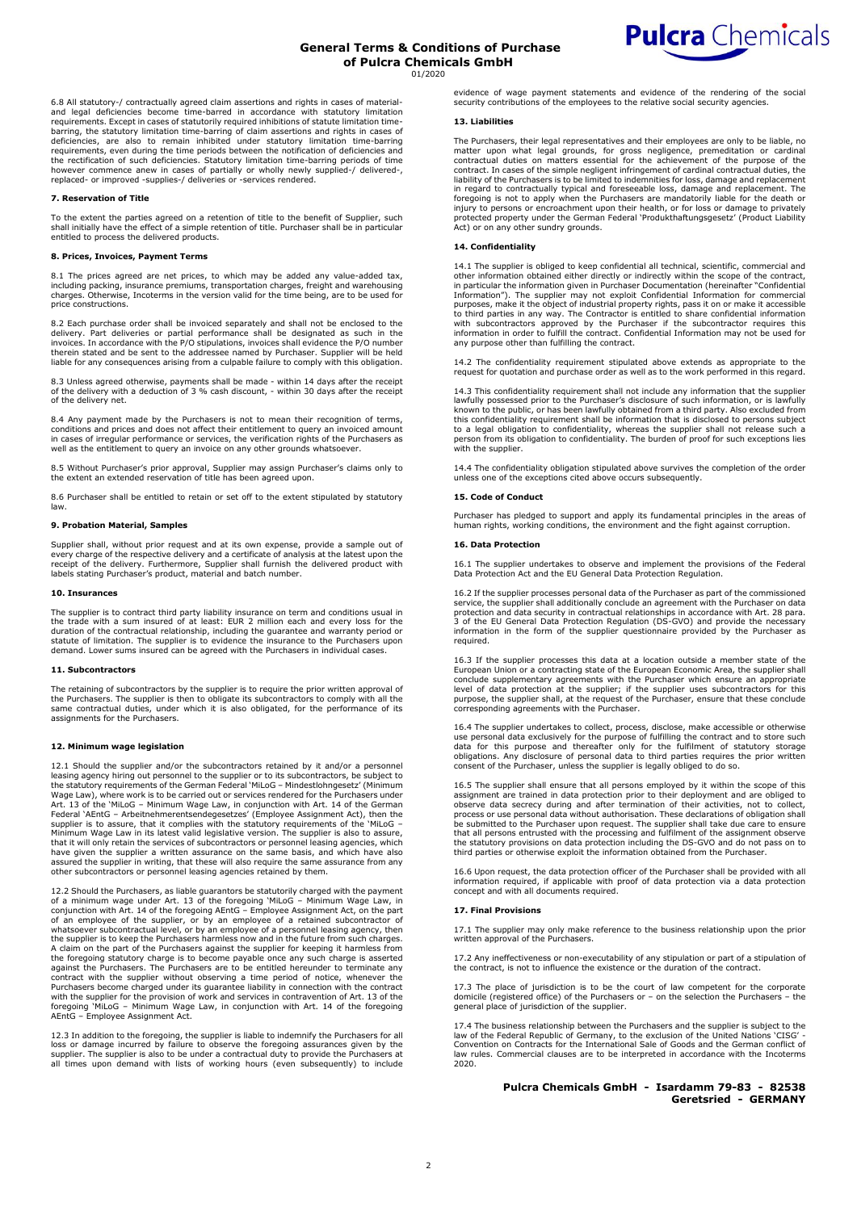6.8 All statutory-/ contractually agreed claim assertions and rights in cases of material- and legal deficiencies become time-barred in accordance with statutory limitation requirements. Except in cases of statutorily required inhibitions of statute limitation time-barring, the statutory limitation time-barring of claim assertions and rights in cases of deficiencies, are also to remain inhibited under statutory limitation time-barring requirements, even during the time periods between the notification of deficiencies and the rectification of such deficiencies. Statutory limitation time-barring periods of time however commence anew in cases of partially or wholly newly supplied-/ delivered-, replaced- or improved -supplies-/ deliveries or -services rendered.

## 7. Reservation of Title

To the extent the parties agreed on a retention of title to the benefit of Supplier, such shall initially have the effect of a simple retention of title. Purchaser shall be in particular entitled to process the delivered products.

## 8. Prices, Invoices, Payment Terms

8.1 The prices agreed are net prices, to which may be added any value-added tax, including packing, insurance premiums, transportation charges, freight and warehousing charges. Otherwise, Incoterms in the version valid for the time being, are to be used for price constructions.

8.2 Each purchase order shall be invoiced separately and shall not be enclosed to the delivery. Part deliveries or partial performance shall be designated as such in the invoices. In accordance with the P/O stipulations, invoices shall evidence the P/O number therein stated and be sent to the addressee named by Purchaser. Supplier will be held liable for any consequences arising from a culpable failure to comply with this obligation.

8.3 Unless agreed otherwise, payments shall be made - within 14 days after the receipt of the delivery with a deduction of 3 % cash discount, - within 30 days after the receipt of the delivery net.

8.4 Any payment made by the Purchasers is not to mean their recognition of terms, conditions and prices and does not affect their entitlement to query an invoiced amount in cases of irregular performance or services, the verification rights of the Purchasers as well as the entitlement to query an invoice on any other grounds whatsoever.

8.5 Without Purchaser's prior approval, Supplier may assign Purchaser's claims only to the extent an extended reservation of title has been agreed upon.

8.6 Purchaser shall be entitled to retain or set off to the extent stipulated by statutory law.

## 9. Probation Material, Samples

Supplier shall, without prior request and at its own expense, provide a sample out of every charge of the respective delivery and a certificate of analysis at the latest upon the receipt of the delivery. Furthermore, Supplier shall furnish the delivered product with labels stating Purchaser's product, material and batch number.

## 10. Insurances

The supplier is to contract third party liability insurance on term and conditions usual in the trade with a sum insured of at least: EUR 2 million each and every loss for the duration of the contractual relationship, including the guarantee and warranty period or statute of limitation. The supplier is to evidence the insurance to the Purchasers upon demand. Lower sums insured can be agreed with the Purchasers in individual cases.

## 11. Subcontractors

The retaining of subcontractors by the supplier is to require the prior written approval of the Purchasers. The supplier is then to obligate its subcontractors to comply with all the same contractual duties, under which it is also obligated, for the performance of its assignments for the Purchasers.

## 12. Minimum wage legislation

12.1 Should the supplier and/or the subcontractors retained by it and/or a personnel leasing agency hiring out personnel to the supplier or to its subcontractors, be subject to the statutory requirements of the German Federal 'MiLoG – Mindestlohngesetz' (Minimum Wage Law), where work is to be carried out or services rendered for the Purchasers under Art. 13 of the 'MiLoG – Minimum Wage Law, in conjunction with Art. 14 of the German Federal 'AEntG – Arbeitnehmerentsendegesetzes' (Employee Assignment Act), then the supplier is to assure, that it complies with the statutory requirements of the 'MiLoG – Minimum Wage Law in its latest valid legislative version. The supplier is also to assure, that it will only retain the services of subcontractors or personnel leasing agencies, which have given the supplier a written assurance on the same basis, and which have also assured the supplier in writing, that these will also require the same assurance from any other subcontractors or personnel leasing agencies retained by them.

12.2 Should the Purchasers, as liable guarantors be statutorily charged with the payment of a minimum wage under Art. 13 of the foregoing 'MiLoG – Minimum Wage Law, in conjunction with Art. 14 of the foregoing AEntG – Employee Assignment Act, on the part of an employee of the supplier, or by an employee of a retained subcontractor of whatsoever subcontractual level, or by an employee of a personnel leasing agency, then the supplier is to keep the Purchasers harmless now and in the future from such charges. A claim on the part of the Purchasers against the supplier for keeping it harmless from the foregoing statutory charge is to become payable once any such charge is asserted against the Purchasers. The Purchasers are to be entitled hereunder to terminate any contract with the supplier without observing a time period of notice, whenever the Purchasers become charged under its guarantee liability in connection with the contract with the supplier for the provision of work and services in contravention of Art. 13 of the foregoing 'MiLoG – Minimum Wage Law, in conjunction with Art. 14 of the foregoing AEntG – Employee Assignment Act.

12.3 In addition to the foregoing, the supplier is liable to indemnify the Purchasers for all loss or damage incurred by failure to observe the foregoing assurances given by the supplier. The supplier is also to be under a contractual duty to provide the Purchasers at all times upon demand with lists of working hours (even subsequently) to include evidence of wage payment statements and evidence of the rendering of the social security contributions of the employees to the relative social security agencies.

## 13. Liabilities

The Purchasers, their legal representatives and their employees are only to be liable, no matter upon what legal grounds, for gross negligence, premeditation or cardinal contractual duties on matters essential for the achievement of the purpose of the contract. In cases of the simple negligent infringement of cardinal contractual duties, the liability of the Purchasers is to be limited to indemnities for loss, damage and replacement in regard to contractually typical and foreseeable loss, damage and replacement. The foregoing is not to apply when the Purchasers are mandatorily liable for the death or injury to persons or encroachment upon their health, or for loss or damage to privately protected property under the German Federal 'Produkthaftungsgesetz' (Product Liability Act) or on any other sundry grounds.

## 14. Confidentiality

14.1 The supplier is obliged to keep confidential all technical, scientific, commercial and other information obtained either directly or indirectly within the scope of the contract, in particular the information given in Purchaser Documentation (hereinafter "Confidential Information"). The supplier may not exploit Confidential Information for commercial purposes, make it the object of industrial property rights, pass it on or make it accessible to third parties in any way. The Contractor is entitled to share confidential information with subcontractors approved by the Purchaser if the subcontractor requires this information in order to fulfill the contract. Confidential Information may not be used for any purpose other than fulfilling the contract.

14.2 The confidentiality requirement stipulated above extends as appropriate to the request for quotation and purchase order as well as to the work performed in this regard.

14.3 This confidentiality requirement shall not include any information that the supplier lawfully possessed prior to the Purchaser's disclosure of such information, or is lawfully known to the public, or has been lawfully obtained from a third party. Also excluded from this confidentiality requirement shall be information that is disclosed to persons subject to a legal obligation to confidentiality, whereas the supplier shall not release such a person from its obligation to confidentiality. The burden of proof for such exceptions lies with the supplier.

14.4 The confidentiality obligation stipulated above survives the completion of the order unless one of the exceptions cited above occurs subsequently.

## 15. Code of Conduct

Purchaser has pledged to support and apply its fundamental principles in the areas of human rights, working conditions, the environment and the fight against corruption.

## 16. Data Protection

16.1 The supplier undertakes to observe and implement the provisions of the Federal Data Protection Act and the EU General Data Protection Regulation.

16.2 If the supplier processes personal data of the Purchaser as part of the commissioned service, the supplier shall additionally conclude an agreement with the Purchaser on data protection and data security in contractual relationships in accordance with Art. 28 para. 3 of the EU General Data Protection Regulation (DS-GVO) and provide the necessary information in the form of the supplier questionnaire provided by the Purchaser as required.

16.3 If the supplier processes this data at a location outside a member state of the European Union or a contracting state of the European Economic Area, the supplier shall conclude supplementary agreements with the Purchaser which ensure an appropriate level of data protection at the supplier; if the supplier uses subcontractors for this purpose, the supplier shall, at the request of the Purchaser, ensure that these conclude corresponding agreements with the Purchaser.

16.4 The supplier undertakes to collect, process, disclose, make accessible or otherwise use personal data exclusively for the purpose of fulfilling the contract and to store such data for this purpose and thereafter only for the fulfilment of statutory storage obligations. Any disclosure of personal data to third parties requires the prior written consent of the Purchaser, unless the supplier is legally obliged to do so.

16.5 The supplier shall ensure that all persons employed by it within the scope of this assignment are trained in data protection prior to their deployment and are obliged to observe data secrecy during and after termination of their activities, not to collect, process or use personal data without authorisation. These declarations of obligation shall be submitted to the Purchaser upon request. The supplier shall take due care to ensure that all persons entrusted with the processing and fulfilment of the assignment observe the statutory provisions on data protection including the DS-GVO and do not pass on to third parties or otherwise exploit the information obtained from the Purchaser.

16.6 Upon request, the data protection officer of the Purchaser shall be provided with all information required, if applicable with proof of data protection via a data protection concept and with all documents required.

## 17. Final Provisions

17.1 The supplier may only make reference to the business relationship upon the prior written approval of the Purchasers.

17.2 Any ineffectiveness or non-executability of any stipulation or part of a stipulation of the contract, is not to influence the existence or the duration of the contract.

17.3 The place of jurisdiction is to be the court of law competent for the corporate domicile (registered office) of the Purchasers or – on the selection the Purchasers – the general place of jurisdiction of the supplier.

17.4 The business relationship between the Purchasers and the supplier is subject to the law of the Federal Republic of Germany, to the exclusion of the United Nations 'CISG' - Convention on Contracts for the International Sale of Goods and the German conflict of law rules. Commercial clauses are to be interpreted in accordance with the Incoterms 2020.

**Pulcra Chemicals GmbH - Isardamm 79-83 - 82538 Geretsried - GERMANY**